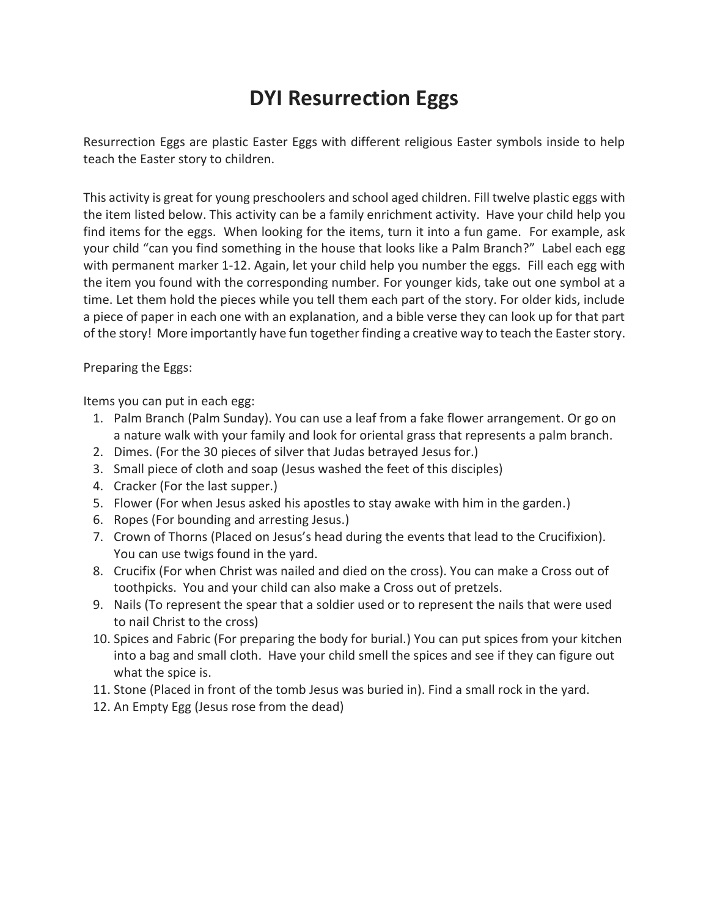# DYI Resurrection Eggs

Resurrection Eggs are plastic Easter Eggs with different religious Easter symbols inside to help teach the Easter story to children.

This activity is great for young preschoolers and school aged children. Fill twelve plastic eggs with the item listed below. This activity can be a family enrichment activity. Have your child help you find items for the eggs. When looking for the items, turn it into a fun game. For example, ask your child "can you find something in the house that looks like a Palm Branch?" Label each egg with permanent marker 1-12. Again, let your child help you number the eggs. Fill each egg with the item you found with the corresponding number. For younger kids, take out one symbol at a time. Let them hold the pieces while you tell them each part of the story. For older kids, include a piece of paper in each one with an explanation, and a bible verse they can look up for that part of the story! More importantly have fun together finding a creative way to teach the Easter story.

Preparing the Eggs:

Items you can put in each egg:

1. Palm Branch (Palm Sunday). You can use a leaf from a fake flower arrangement. Or go on a nature walk with your family and look for oriental grass that represents a palm branch.
2. Dimes. (For the 30 pieces of silver that Judas betrayed Jesus for.)
3. Small piece of cloth and soap (Jesus washed the feet of this disciples)
4. Cracker (For the last supper.)
5. Flower (For when Jesus asked his apostles to stay awake with him in the garden.)
6. Ropes (For bounding and arresting Jesus.)
7. Crown of Thorns (Placed on Jesus's head during the events that lead to the Crucifixion). You can use twigs found in the yard.
8. Crucifix (For when Christ was nailed and died on the cross). You can make a Cross out of toothpicks. You and your child can also make a Cross out of pretzels.
9. Nails (To represent the spear that a soldier used or to represent the nails that were used to nail Christ to the cross)
10. Spices and Fabric (For preparing the body for burial.) You can put spices from your kitchen into a bag and small cloth. Have your child smell the spices and see if they can figure out what the spice is.
11. Stone (Placed in front of the tomb Jesus was buried in). Find a small rock in the yard.
12. An Empty Egg (Jesus rose from the dead)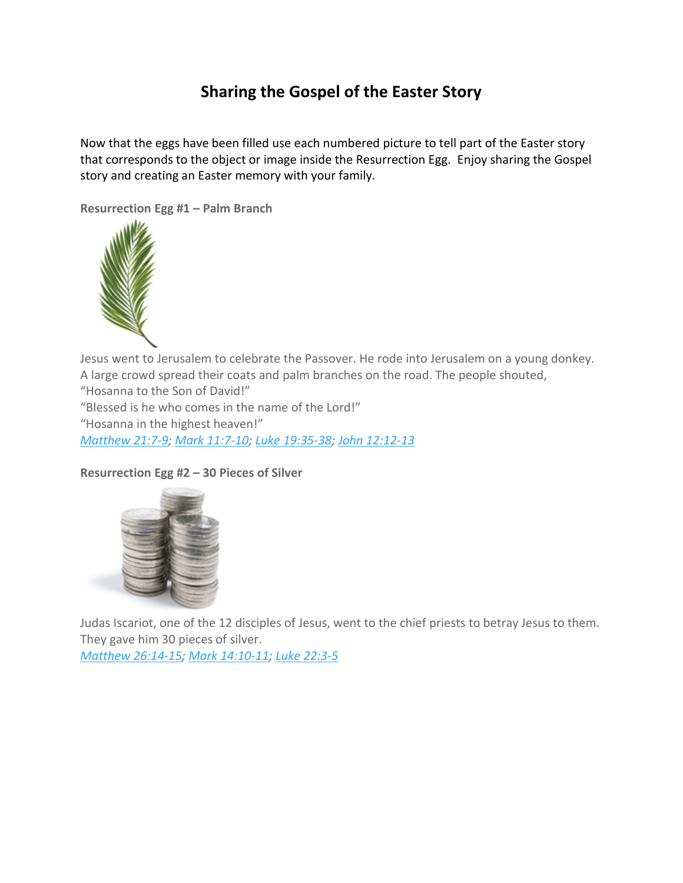# Sharing the Gospel of the Easter Story

Now that the eggs have been filled use each numbered picture to tell part of the Easter story that corresponds to the object or image inside the Resurrection Egg. Enjoy sharing the Gospel story and creating an Easter memory with your family.

**Resurrection Egg #1 – Palm Branch**

Jesus went to Jerusalem to celebrate the Passover. He rode into Jerusalem on a young donkey. A large crowd spread their coats and palm branches on the road. The people shouted,
"Hosanna to the Son of David!"
"Blessed is he who comes in the name of the Lord!"
"Hosanna in the highest heaven!"
*Matthew 21:7-9*; *Mark 11:7-10*; *Luke 19:35-38*; *John 12:12-13*

**Resurrection Egg #2 – 30 Pieces of Silver**

Judas Iscariot, one of the 12 disciples of Jesus, went to the chief priests to betray Jesus to them. They gave him 30 pieces of silver.
*Matthew 26:14-15*; *Mark 14:10-11*; *Luke 22:3-5*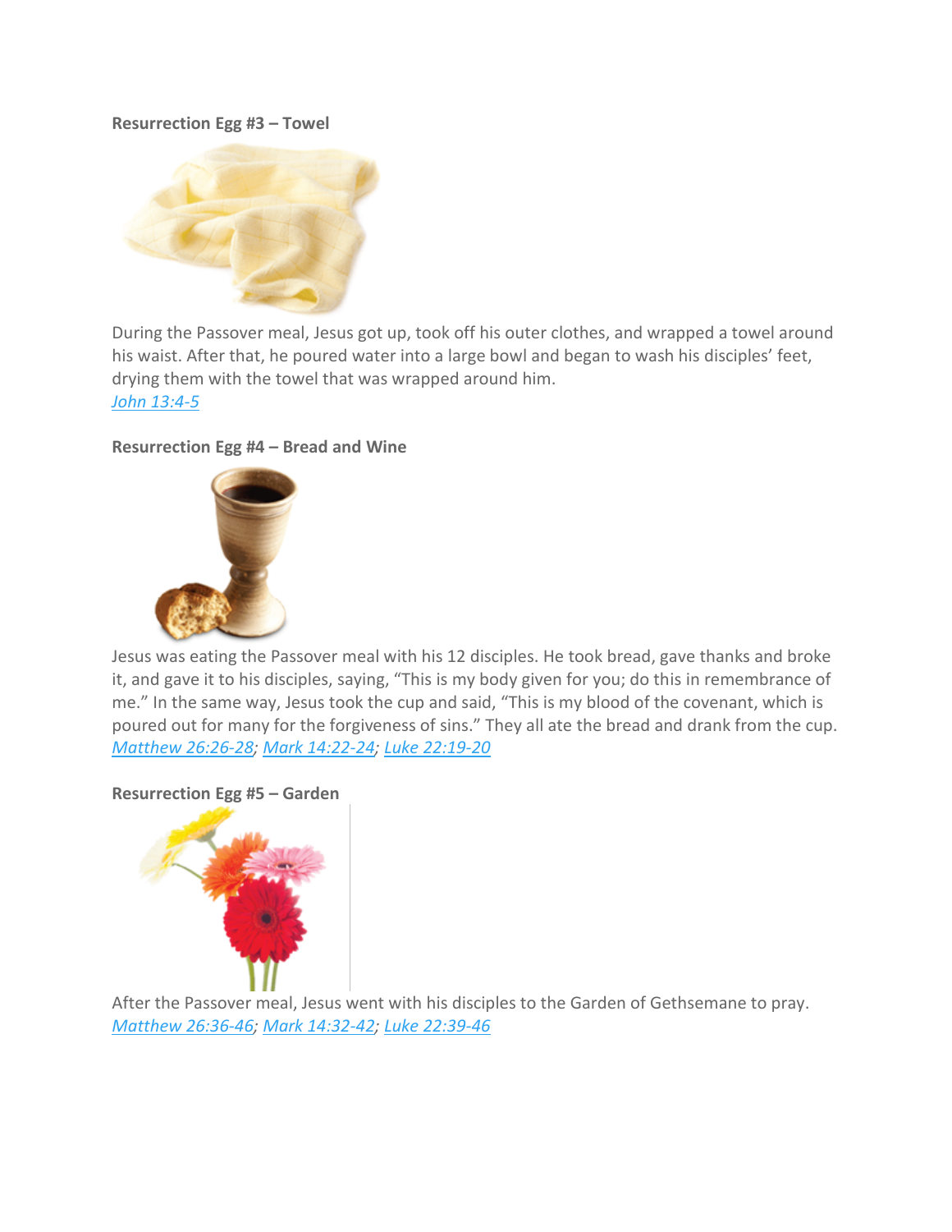**Resurrection Egg #3 – Towel**

During the Passover meal, Jesus got up, took off his outer clothes, and wrapped a towel around his waist. After that, he poured water into a large bowl and began to wash his disciples' feet, drying them with the towel that was wrapped around him.
*John 13:4-5*

**Resurrection Egg #4 – Bread and Wine**

Jesus was eating the Passover meal with his 12 disciples. He took bread, gave thanks and broke it, and gave it to his disciples, saying, "This is my body given for you; do this in remembrance of me." In the same way, Jesus took the cup and said, "This is my blood of the covenant, which is poured out for many for the forgiveness of sins." They all ate the bread and drank from the cup.
*Matthew 26:26-28*; *Mark 14:22-24*; *Luke 22:19-20*

**Resurrection Egg #5 – Garden**

After the Passover meal, Jesus went with his disciples to the Garden of Gethsemane to pray.
*Matthew 26:36-46*; *Mark 14:32-42*; *Luke 22:39-46*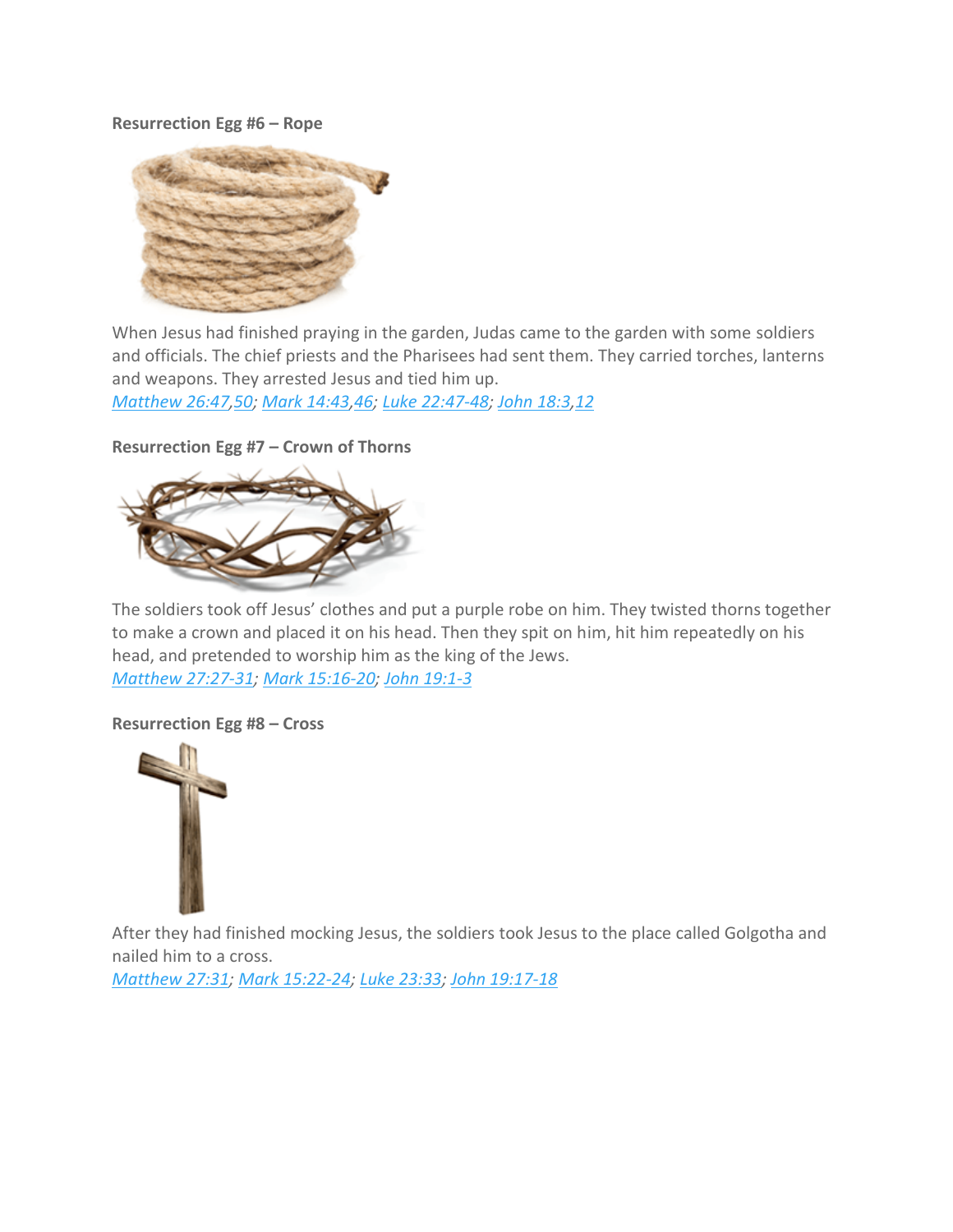**Resurrection Egg #6 – Rope**

When Jesus had finished praying in the garden, Judas came to the garden with some soldiers and officials. The chief priests and the Pharisees had sent them. They carried torches, lanterns and weapons. They arrested Jesus and tied him up.
*Matthew 26:47,50; Mark 14:43,46; Luke 22:47-48; John 18:3,12*

**Resurrection Egg #7 – Crown of Thorns**

The soldiers took off Jesus' clothes and put a purple robe on him. They twisted thorns together to make a crown and placed it on his head. Then they spit on him, hit him repeatedly on his head, and pretended to worship him as the king of the Jews.
*Matthew 27:27-31; Mark 15:16-20; John 19:1-3*

**Resurrection Egg #8 – Cross**

After they had finished mocking Jesus, the soldiers took Jesus to the place called Golgotha and nailed him to a cross.
*Matthew 27:31; Mark 15:22-24; Luke 23:33; John 19:17-18*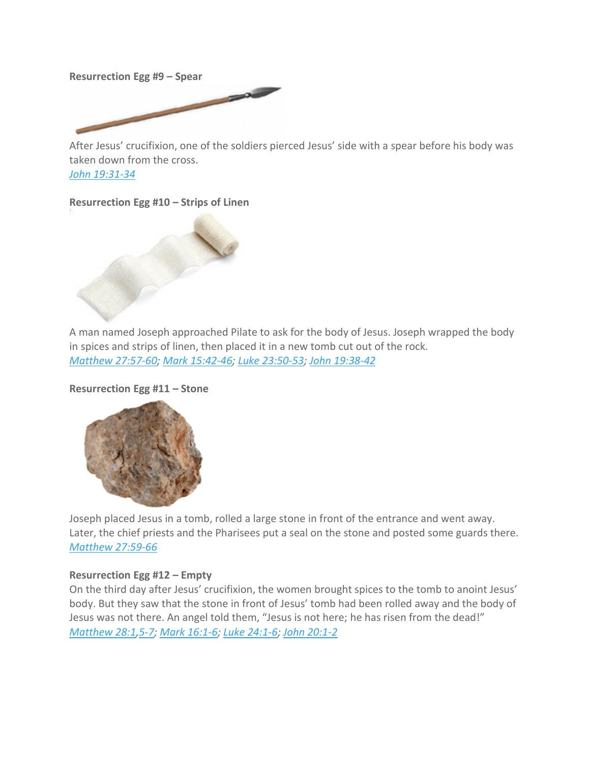**Resurrection Egg #9 – Spear**

After Jesus' crucifixion, one of the soldiers pierced Jesus' side with a spear before his body was taken down from the cross.
*John 19:31-34*

**Resurrection Egg #10 – Strips of Linen**

A man named Joseph approached Pilate to ask for the body of Jesus. Joseph wrapped the body in spices and strips of linen, then placed it in a new tomb cut out of the rock.
*Matthew 27:57-60*; *Mark 15:42-46*; *Luke 23:50-53*; *John 19:38-42*

**Resurrection Egg #11 – Stone**

Joseph placed Jesus in a tomb, rolled a large stone in front of the entrance and went away. Later, the chief priests and the Pharisees put a seal on the stone and posted some guards there.
*Matthew 27:59-66*

**Resurrection Egg #12 – Empty**
On the third day after Jesus' crucifixion, the women brought spices to the tomb to anoint Jesus' body. But they saw that the stone in front of Jesus' tomb had been rolled away and the body of Jesus was not there. An angel told them, "Jesus is not here; he has risen from the dead!"
*Matthew 28:1,5-7*; *Mark 16:1-6*; *Luke 24:1-6*; *John 20:1-2*